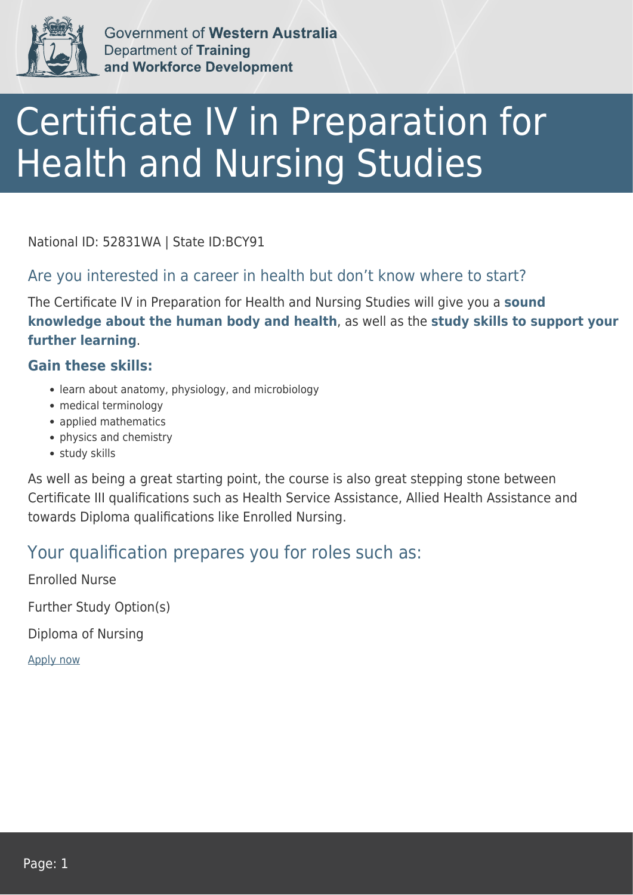Government of **Western Australia**
Department of **Training**
**and Workforce Development**

# Certificate IV in Preparation for Health and Nursing Studies

National ID: 52831WA | State ID:BCY91

## Are you interested in a career in health but don't know where to start?

The Certificate IV in Preparation for Health and Nursing Studies will give you a **sound knowledge about the human body and health**, as well as the **study skills to support your further learning**.

### Gain these skills:

- learn about anatomy, physiology, and microbiology
- medical terminology
- applied mathematics
- physics and chemistry
- study skills

As well as being a great starting point, the course is also great stepping stone between Certificate III qualifications such as Health Service Assistance, Allied Health Assistance and towards Diploma qualifications like Enrolled Nursing.

## Your qualification prepares you for roles such as:

Enrolled Nurse

Further Study Option(s)

Diploma of Nursing

Apply now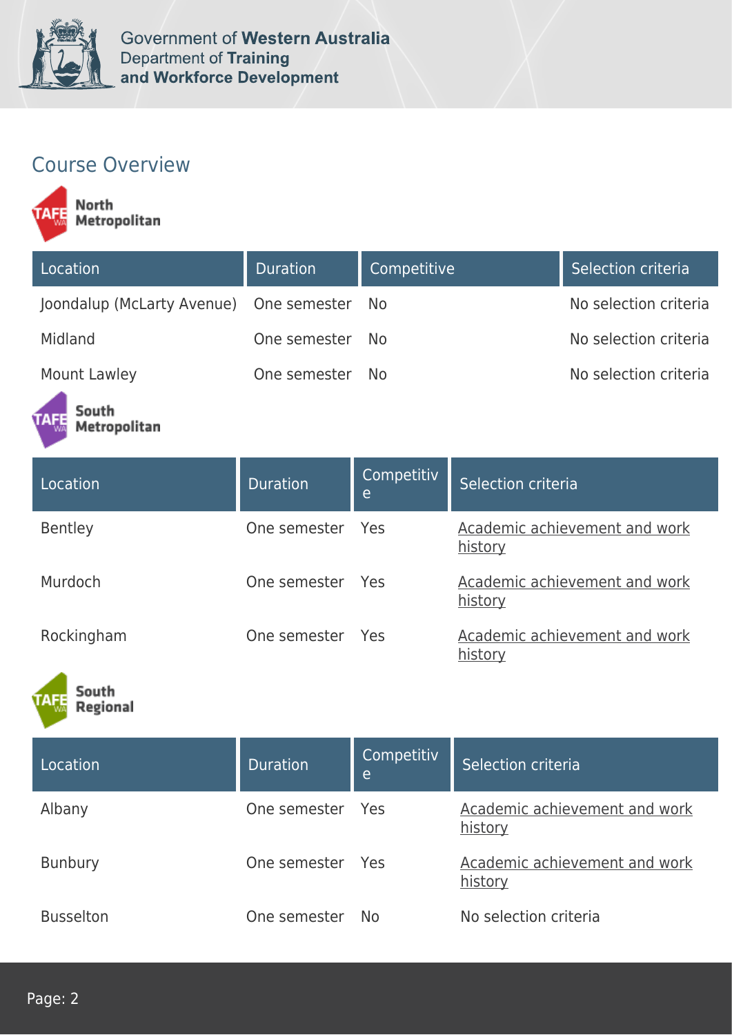## Course Overview

**North Metropolitan**

| Location | Duration | Competitive | Selection criteria |
|---|---|---|---|
| Joondalup (McLarty Avenue) | One semester | No | No selection criteria |
| Midland | One semester | No | No selection criteria |
| Mount Lawley | One semester | No | No selection criteria |

**South Metropolitan**

| Location | Duration | Competitive | Selection criteria |
|---|---|---|---|
| Bentley | One semester | Yes | Academic achievement and work history |
| Murdoch | One semester | Yes | Academic achievement and work history |
| Rockingham | One semester | Yes | Academic achievement and work history |

**South Regional**

| Location | Duration | Competitive | Selection criteria |
|---|---|---|---|
| Albany | One semester | Yes | Academic achievement and work history |
| Bunbury | One semester | Yes | Academic achievement and work history |
| Busselton | One semester | No | No selection criteria |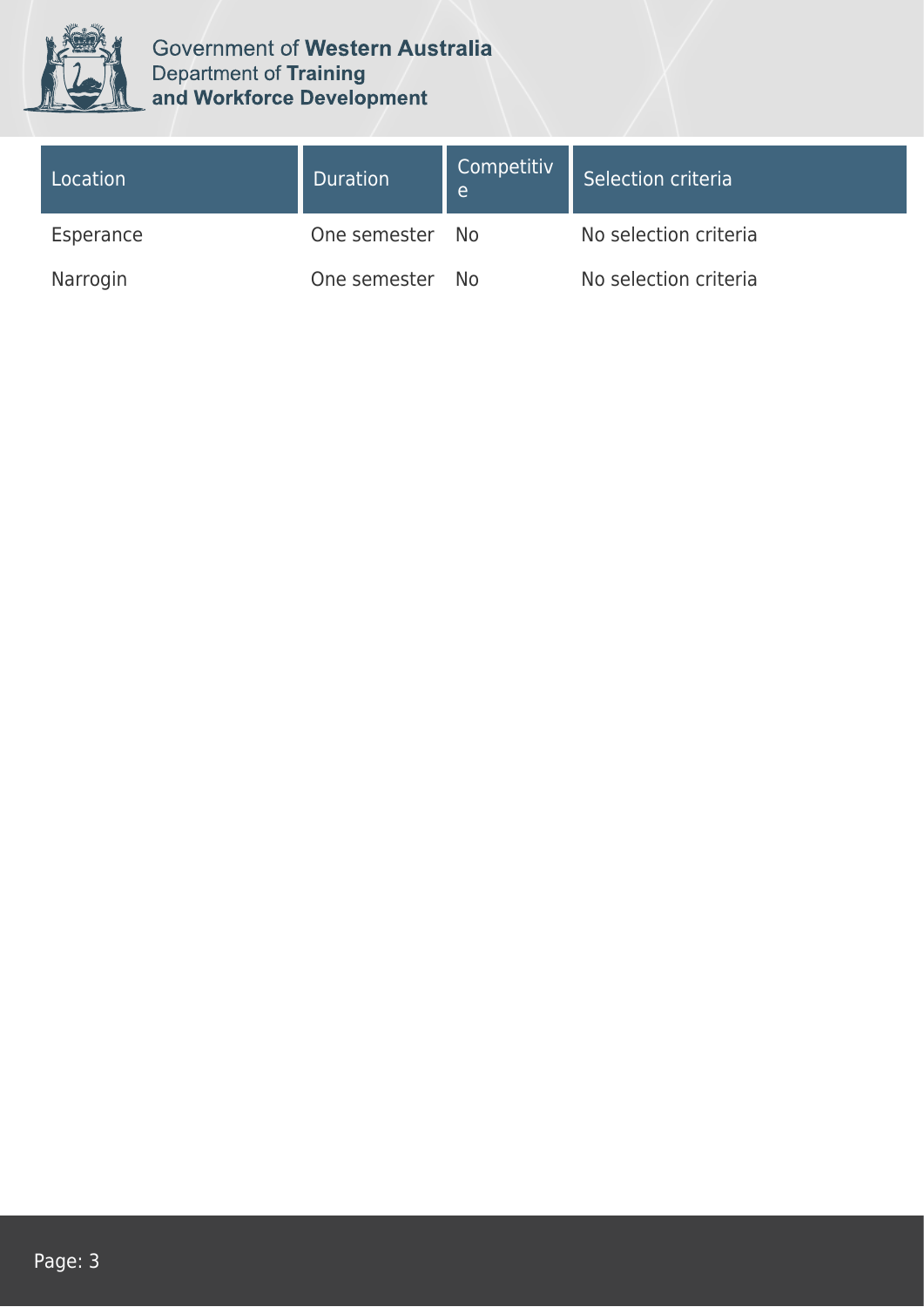| Location | Duration | Competitive | Selection criteria |
| --- | --- | --- | --- |
| Esperance | One semester | No | No selection criteria |
| Narrogin | One semester | No | No selection criteria |